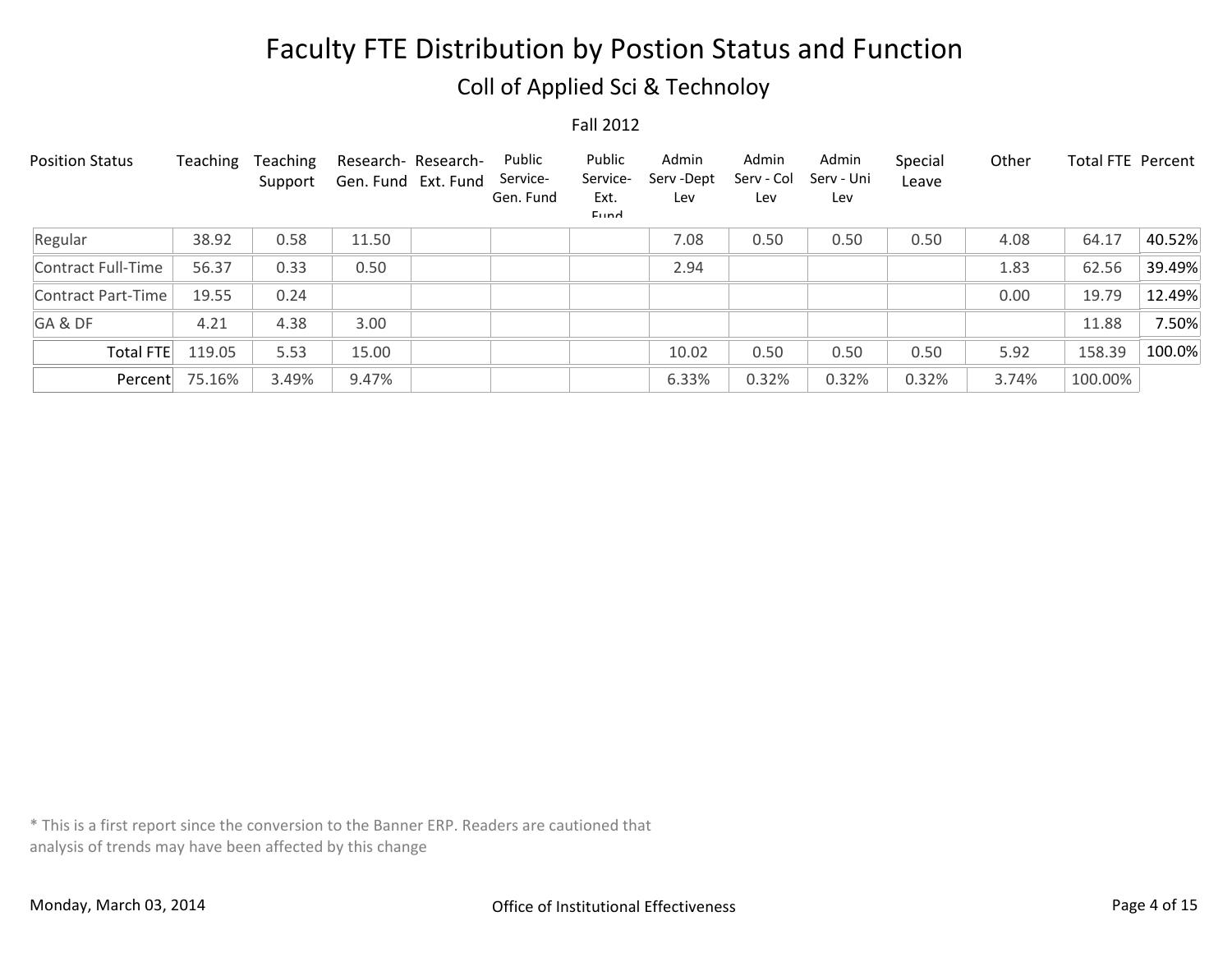# Faculty FTE Distribution by Postion Status and Function

## Coll of Applied Sci & Technoloy

Fall 2012

| Position Status | Teaching | Teaching Support | Research-Gen. Fund | Research-Ext. Fund | Public Service-Gen. Fund | Public Service-Ext. Fund | Admin Serv -Dept Lev | Admin Serv - Col Lev | Admin Serv - Uni Lev | Special Leave | Other | Total FTE | Percent |
|---|---|---|---|---|---|---|---|---|---|---|---|---|---|
| Regular | 38.92 | 0.58 | 11.50 | | | | 7.08 | 0.50 | 0.50 | 0.50 | 4.08 | 64.17 | 40.52% |
| Contract Full-Time | 56.37 | 0.33 | 0.50 | | | | 2.94 | | | | 1.83 | 62.56 | 39.49% |
| Contract Part-Time | 19.55 | 0.24 | | | | | | | | | 0.00 | 19.79 | 12.49% |
| GA & DF | 4.21 | 4.38 | 3.00 | | | | | | | | | 11.88 | 7.50% |
| Total FTE | 119.05 | 5.53 | 15.00 | | | | 10.02 | 0.50 | 0.50 | 0.50 | 5.92 | 158.39 | 100.0% |
| Percent | 75.16% | 3.49% | 9.47% | | | | 6.33% | 0.32% | 0.32% | 0.32% | 3.74% | 100.00% | |

* This is a first report since the conversion to the Banner ERP. Readers are cautioned that analysis of trends may have been affected by this change

Monday, March 03, 2014

Office of Institutional Effectiveness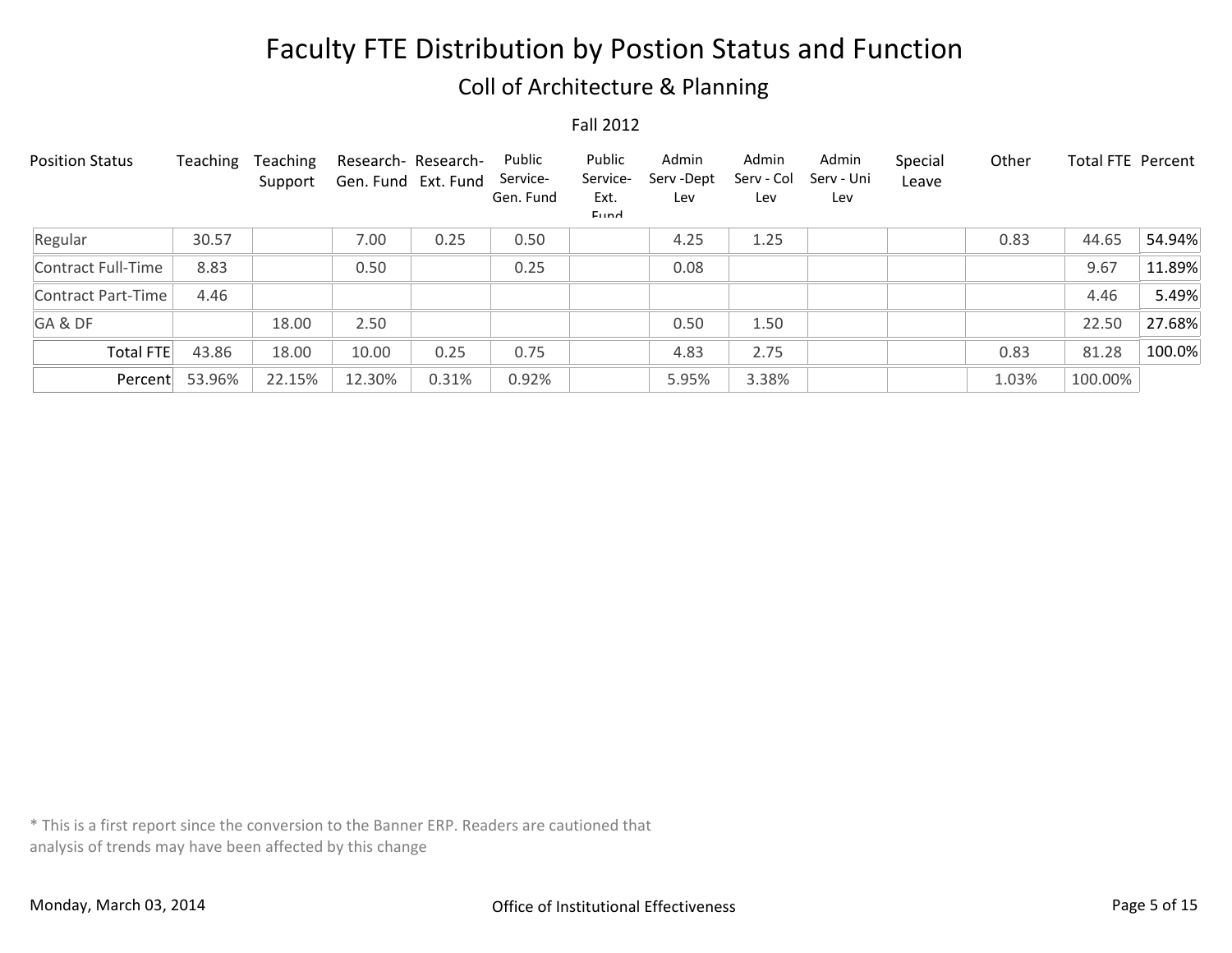# Faculty FTE Distribution by Postion Status and Function

## Coll of Architecture & Planning

Fall 2012

| Position Status | Teaching | Teaching Support | Research- Gen. Fund | Research- Ext. Fund | Public Service- Gen. Fund | Public Service- Ext. Fund | Admin Serv -Dept Lev | Admin Serv - Col Lev | Admin Serv - Uni Lev | Special Leave | Other | Total FTE | Percent |
|---|---|---|---|---|---|---|---|---|---|---|---|---|---|
| Regular | 30.57 | | 7.00 | 0.25 | 0.50 | | 4.25 | 1.25 | | | 0.83 | 44.65 | 54.94% |
| Contract Full-Time | 8.83 | | 0.50 | | 0.25 | | 0.08 | | | | | 9.67 | 11.89% |
| Contract Part-Time | 4.46 | | | | | | | | | | | 4.46 | 5.49% |
| GA & DF | | 18.00 | 2.50 | | | | 0.50 | 1.50 | | | | 22.50 | 27.68% |
| Total FTE | 43.86 | 18.00 | 10.00 | 0.25 | 0.75 | | 4.83 | 2.75 | | | 0.83 | 81.28 | 100.0% |
| Percent | 53.96% | 22.15% | 12.30% | 0.31% | 0.92% | | 5.95% | 3.38% | | | 1.03% | 100.00% | |

* This is a first report since the conversion to the Banner ERP. Readers are cautioned that analysis of trends may have been affected by this change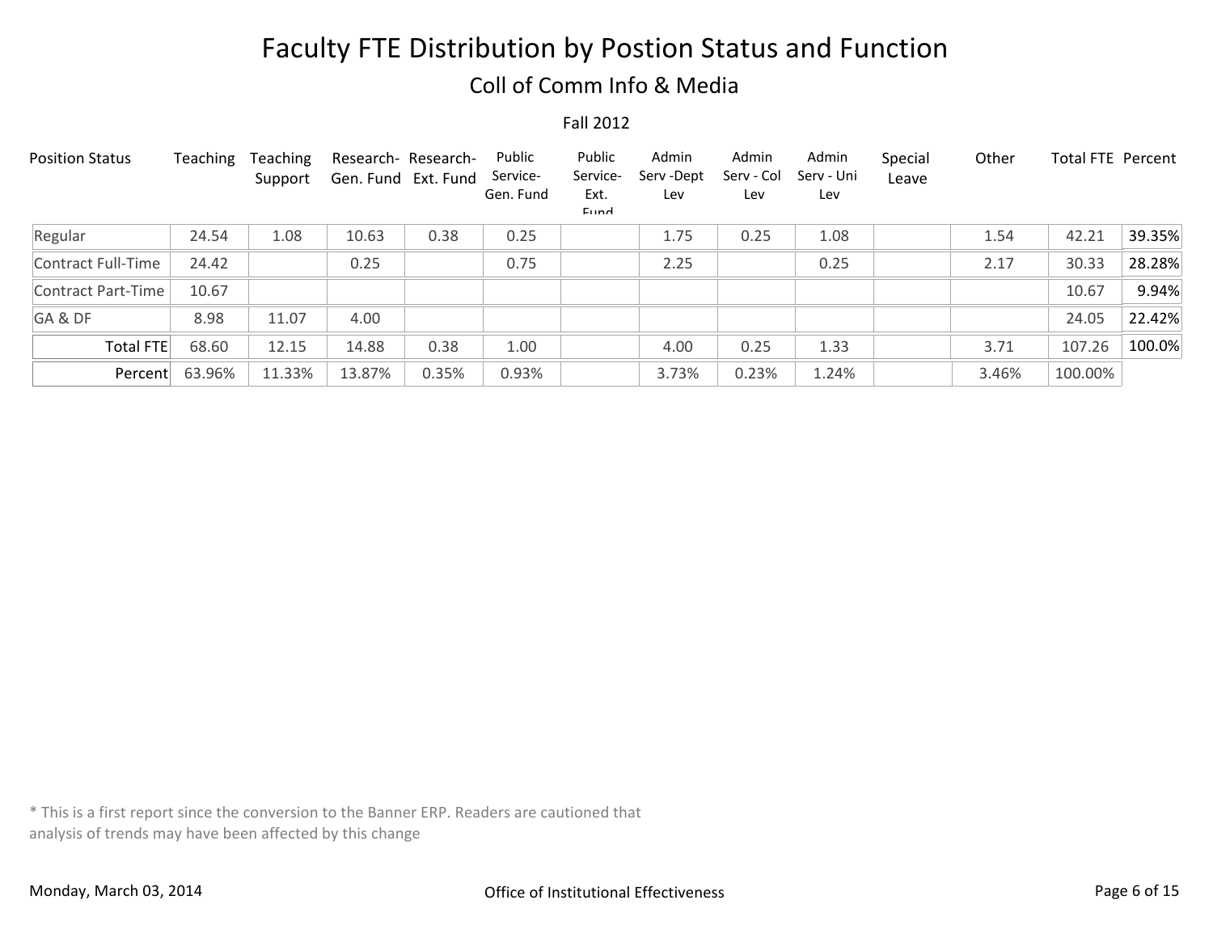# Faculty FTE Distribution by Postion Status and Function

## Coll of Comm Info & Media

Fall 2012

| Position Status | Teaching | Teaching Support | Research- Gen. Fund | Research- Ext. Fund | Public Service- Gen. Fund | Public Service- Ext. Fund | Admin Serv -Dept Lev | Admin Serv - Col Lev | Admin Serv - Uni Lev | Special Leave | Other | Total FTE | Percent |
|---|---|---|---|---|---|---|---|---|---|---|---|---|---|
| Regular | 24.54 | 1.08 | 10.63 | 0.38 | 0.25 | | 1.75 | 0.25 | 1.08 | | 1.54 | 42.21 | 39.35% |
| Contract Full-Time | 24.42 | | 0.25 | | 0.75 | | 2.25 | | 0.25 | | 2.17 | 30.33 | 28.28% |
| Contract Part-Time | 10.67 | | | | | | | | | | | 10.67 | 9.94% |
| GA & DF | 8.98 | 11.07 | 4.00 | | | | | | | | | 24.05 | 22.42% |
| Total FTE | 68.60 | 12.15 | 14.88 | 0.38 | 1.00 | | 4.00 | 0.25 | 1.33 | | 3.71 | 107.26 | 100.0% |
| Percent | 63.96% | 11.33% | 13.87% | 0.35% | 0.93% | | 3.73% | 0.23% | 1.24% | | 3.46% | 100.00% | |

* This is a first report since the conversion to the Banner ERP. Readers are cautioned that analysis of trends may have been affected by this change

Monday, March 03, 2014

Office of Institutional Effectiveness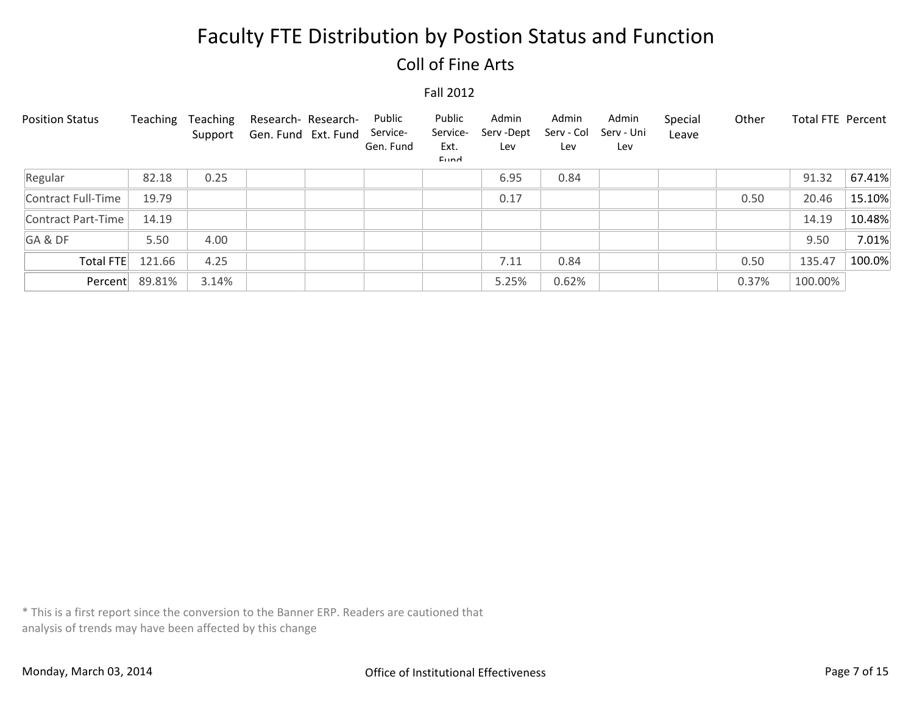# Faculty FTE Distribution by Postion Status and Function

## Coll of Fine Arts

Fall 2012

| Position Status | Teaching | Teaching Support | Research-Gen. Fund | Research-Ext. Fund | Public Service-Gen. Fund | Public Service-Ext. Fund | Admin Serv -Dept Lev | Admin Serv - Col Lev | Admin Serv - Uni Lev | Special Leave | Other | Total FTE | Percent |
|---|---|---|---|---|---|---|---|---|---|---|---|---|---|
| Regular | 82.18 | 0.25 | | | | | 6.95 | 0.84 | | | | 91.32 | 67.41% |
| Contract Full-Time | 19.79 | | | | | | 0.17 | | | | 0.50 | 20.46 | 15.10% |
| Contract Part-Time | 14.19 | | | | | | | | | | | 14.19 | 10.48% |
| GA & DF | 5.50 | 4.00 | | | | | | | | | | 9.50 | 7.01% |
| Total FTE | 121.66 | 4.25 | | | | | 7.11 | 0.84 | | | 0.50 | 135.47 | 100.0% |
| Percent | 89.81% | 3.14% | | | | | 5.25% | 0.62% | | | 0.37% | 100.00% | |

* This is a first report since the conversion to the Banner ERP. Readers are cautioned that analysis of trends may have been affected by this change

Monday, March 03, 2014

Office of Institutional Effectiveness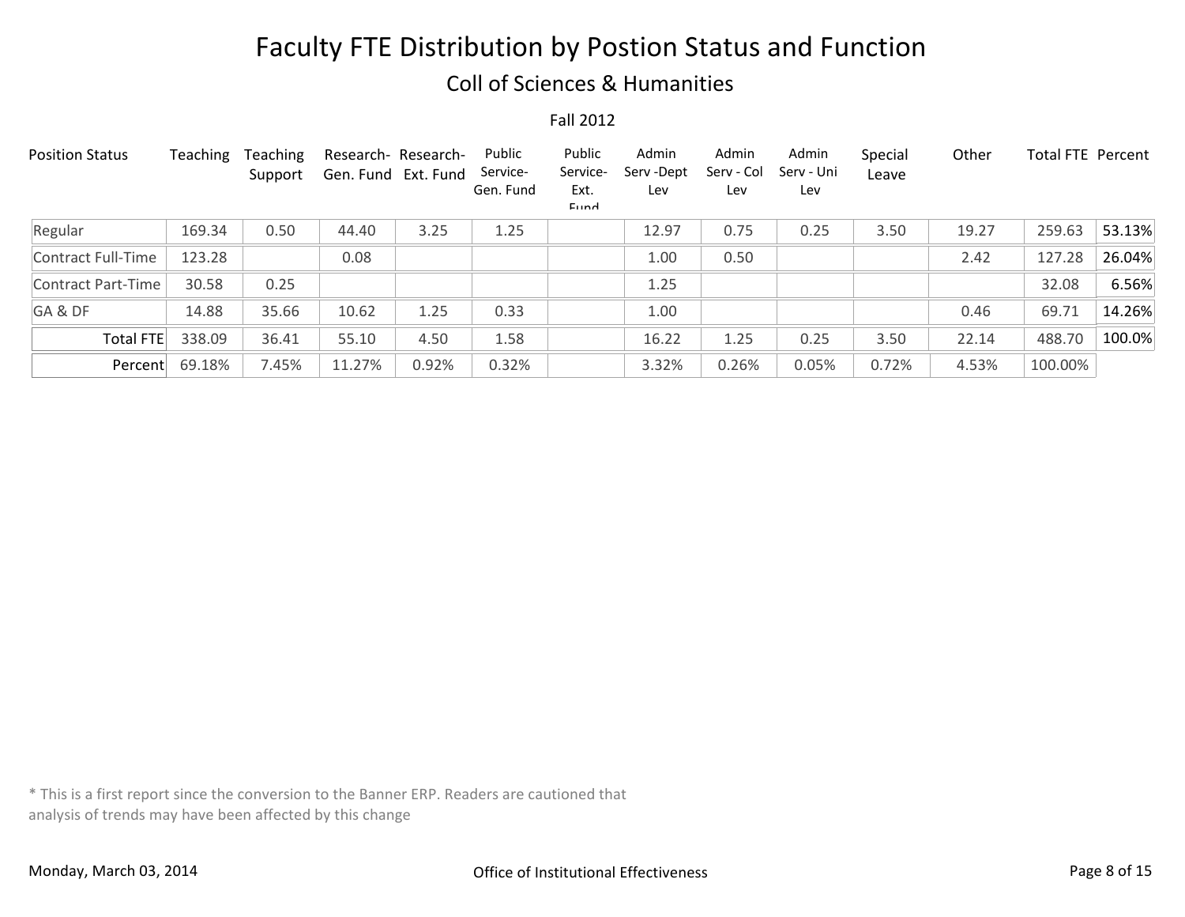# Faculty FTE Distribution by Postion Status and Function

## Coll of Sciences & Humanities

Fall 2012

| Position Status | Teaching | Teaching Support | Research-Gen. Fund | Research-Ext. Fund | Public Service-Gen. Fund | Public Service-Ext. Fund | Admin Serv -Dept Lev | Admin Serv - Col Lev | Admin Serv - Uni Lev | Special Leave | Other | Total FTE | Percent |
|---|---|---|---|---|---|---|---|---|---|---|---|---|---|
| Regular | 169.34 | 0.50 | 44.40 | 3.25 | 1.25 | | 12.97 | 0.75 | 0.25 | 3.50 | 19.27 | 259.63 | 53.13% |
| Contract Full-Time | 123.28 | | 0.08 | | | | 1.00 | 0.50 | | | 2.42 | 127.28 | 26.04% |
| Contract Part-Time | 30.58 | 0.25 | | | | | 1.25 | | | | | 32.08 | 6.56% |
| GA & DF | 14.88 | 35.66 | 10.62 | 1.25 | 0.33 | | 1.00 | | | | 0.46 | 69.71 | 14.26% |
| Total FTE | 338.09 | 36.41 | 55.10 | 4.50 | 1.58 | | 16.22 | 1.25 | 0.25 | 3.50 | 22.14 | 488.70 | 100.0% |
| Percent | 69.18% | 7.45% | 11.27% | 0.92% | 0.32% | | 3.32% | 0.26% | 0.05% | 0.72% | 4.53% | 100.00% | |

* This is a first report since the conversion to the Banner ERP. Readers are cautioned that analysis of trends may have been affected by this change

Monday, March 03, 2014

Office of Institutional Effectiveness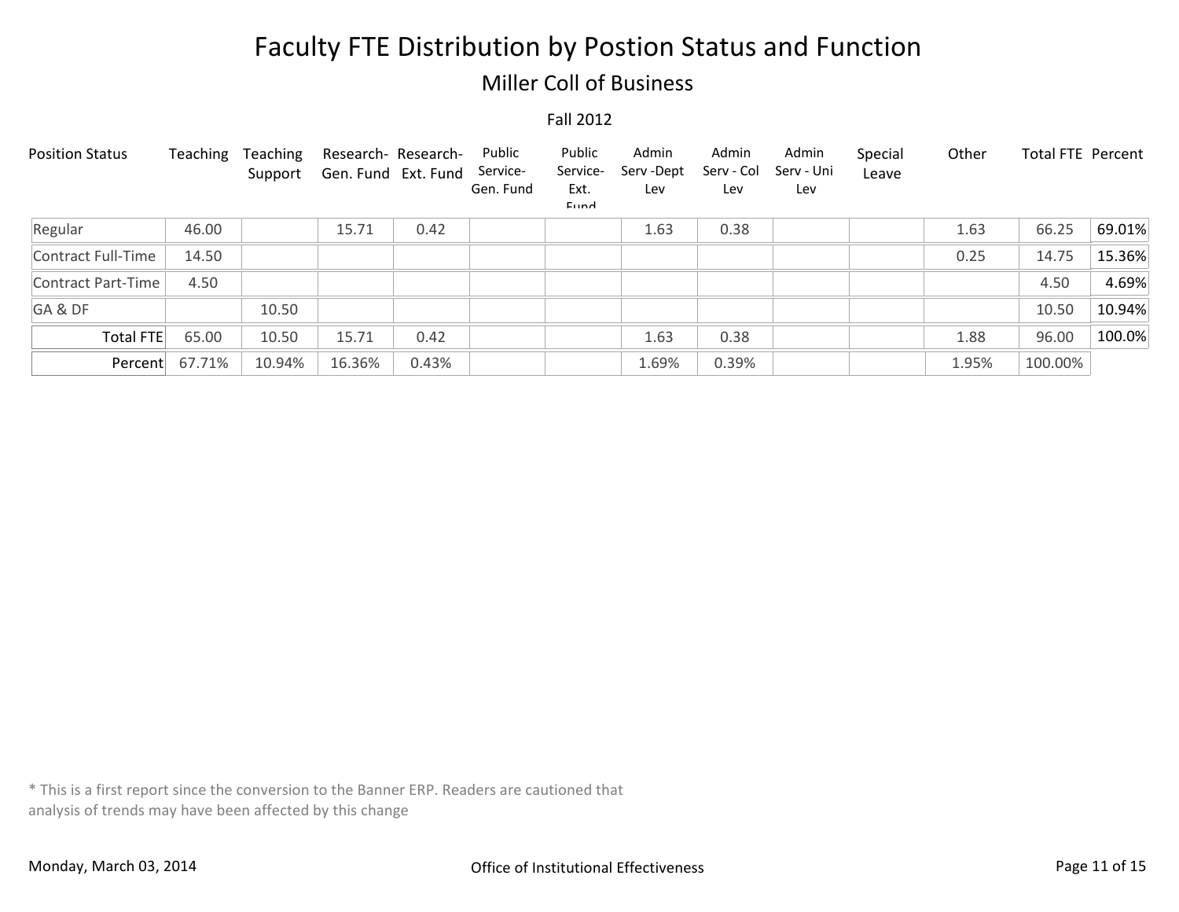# Faculty FTE Distribution by Postion Status and Function

## Miller Coll of Business

Fall 2012

| Position Status | Teaching | Teaching Support | Research- Gen. Fund | Research- Ext. Fund | Public Service- Gen. Fund | Public Service- Ext. Fund | Admin Serv -Dept Lev | Admin Serv - Col Lev | Admin Serv - Uni Lev | Special Leave | Other | Total FTE | Percent |
|---|---|---|---|---|---|---|---|---|---|---|---|---|---|
| Regular | 46.00 | | 15.71 | 0.42 | | | 1.63 | 0.38 | | | 1.63 | 66.25 | 69.01% |
| Contract Full-Time | 14.50 | | | | | | | | | | 0.25 | 14.75 | 15.36% |
| Contract Part-Time | 4.50 | | | | | | | | | | | 4.50 | 4.69% |
| GA & DF | | 10.50 | | | | | | | | | | 10.50 | 10.94% |
| Total FTE | 65.00 | 10.50 | 15.71 | 0.42 | | | 1.63 | 0.38 | | | 1.88 | 96.00 | 100.0% |
| Percent | 67.71% | 10.94% | 16.36% | 0.43% | | | 1.69% | 0.39% | | | 1.95% | 100.00% | |

* This is a first report since the conversion to the Banner ERP. Readers are cautioned that analysis of trends may have been affected by this change

Monday, March 03, 2014

Office of Institutional Effectiveness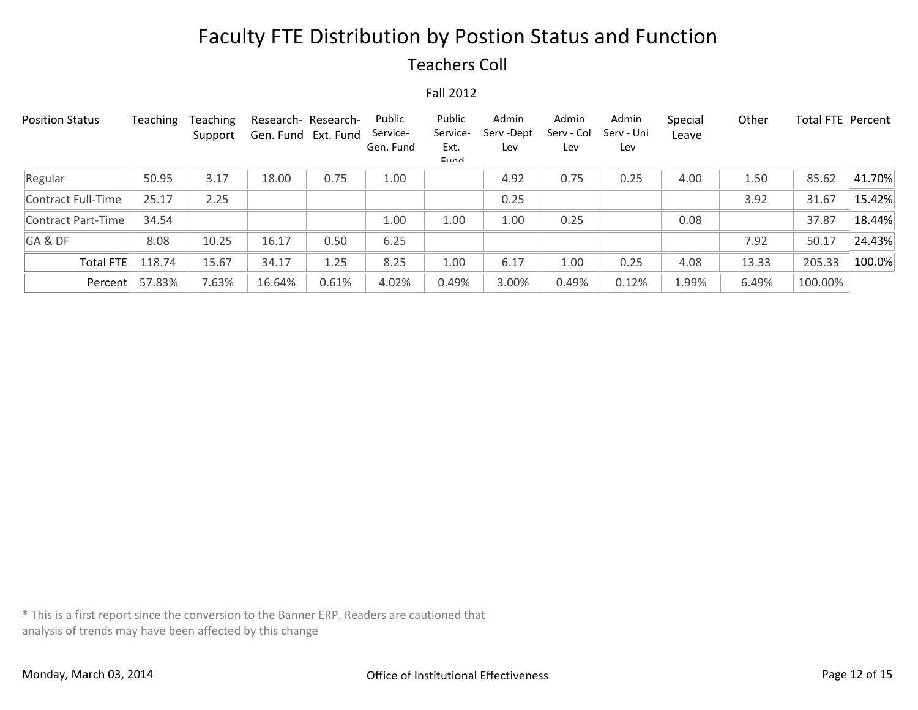# Faculty FTE Distribution by Postion Status and Function

## Teachers Coll

Fall 2012

| Position Status | Teaching | Teaching Support | Research- Gen. Fund | Research- Ext. Fund | Public Service- Gen. Fund | Public Service- Ext. Fund | Admin Serv -Dept Lev | Admin Serv - Col Lev | Admin Serv - Uni Lev | Special Leave | Other | Total FTE | Percent |
|---|---|---|---|---|---|---|---|---|---|---|---|---|---|
| Regular | 50.95 | 3.17 | 18.00 | 0.75 | 1.00 | | 4.92 | 0.75 | 0.25 | 4.00 | 1.50 | 85.62 | 41.70% |
| Contract Full-Time | 25.17 | 2.25 | | | | | 0.25 | | | | 3.92 | 31.67 | 15.42% |
| Contract Part-Time | 34.54 | | | | 1.00 | 1.00 | 1.00 | 0.25 | | 0.08 | | 37.87 | 18.44% |
| GA & DF | 8.08 | 10.25 | 16.17 | 0.50 | 6.25 | | | | | | 7.92 | 50.17 | 24.43% |
| Total FTE | 118.74 | 15.67 | 34.17 | 1.25 | 8.25 | 1.00 | 6.17 | 1.00 | 0.25 | 4.08 | 13.33 | 205.33 | 100.0% |
| Percent | 57.83% | 7.63% | 16.64% | 0.61% | 4.02% | 0.49% | 3.00% | 0.49% | 0.12% | 1.99% | 6.49% | 100.00% | |

* This is a first report since the conversion to the Banner ERP. Readers are cautioned that analysis of trends may have been affected by this change

Monday, March 03, 2014

Office of Institutional Effectiveness